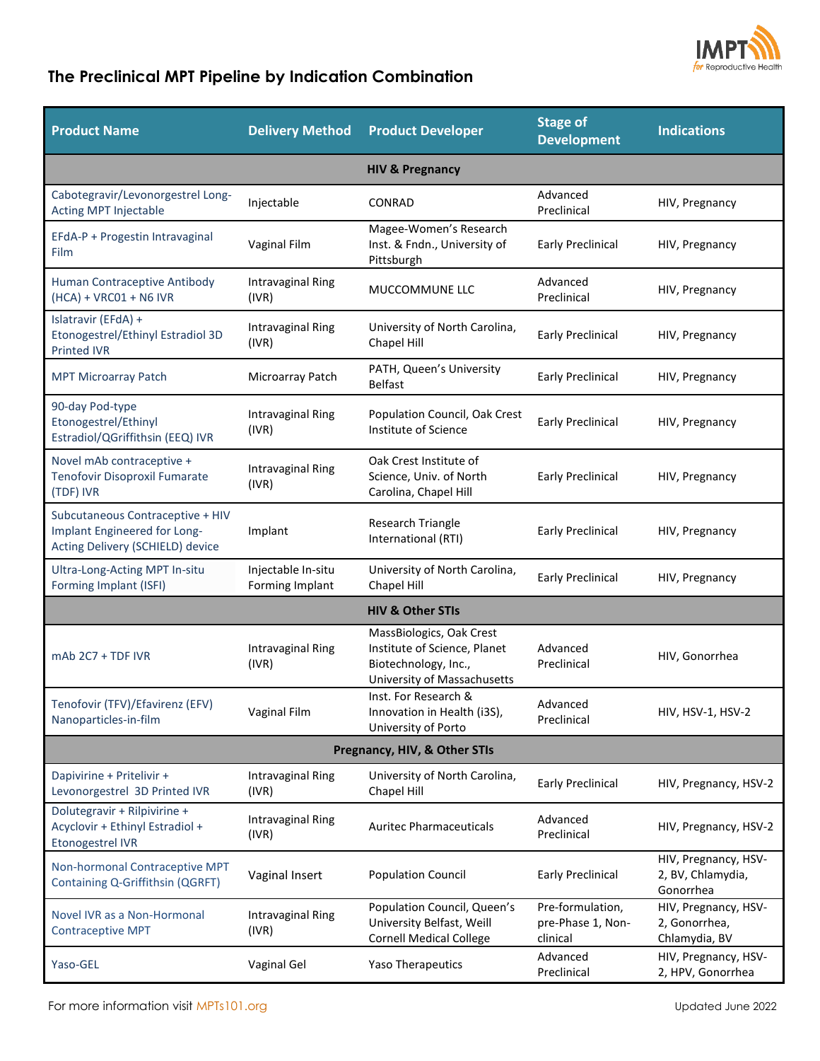# The Preclinical MPT Pipeline by Indication Combination

| Product Name | Delivery Method | Product Developer | Stage of Development | Indications |
|---|---|---|---|---|
| **HIV & Pregnancy** | | | | |
| Cabotegravir/Levonorgestrel Long-Acting MPT Injectable | Injectable | CONRAD | Advanced Preclinical | HIV, Pregnancy |
| EFdA-P + Progestin Intravaginal Film | Vaginal Film | Magee-Women's Research Inst. & Fndn., University of Pittsburgh | Early Preclinical | HIV, Pregnancy |
| Human Contraceptive Antibody (HCA) + VRC01 + N6 IVR | Intravaginal Ring (IVR) | MUCCOMMUNE LLC | Advanced Preclinical | HIV, Pregnancy |
| Islatravir (EFdA) + Etonogestrel/Ethinyl Estradiol 3D Printed IVR | Intravaginal Ring (IVR) | University of North Carolina, Chapel Hill | Early Preclinical | HIV, Pregnancy |
| MPT Microarray Patch | Microarray Patch | PATH, Queen's University Belfast | Early Preclinical | HIV, Pregnancy |
| 90-day Pod-type Etonogestrel/Ethinyl Estradiol/QGriffithsin (EEQ) IVR | Intravaginal Ring (IVR) | Population Council, Oak Crest Institute of Science | Early Preclinical | HIV, Pregnancy |
| Novel mAb contraceptive + Tenofovir Disoproxil Fumarate (TDF) IVR | Intravaginal Ring (IVR) | Oak Crest Institute of Science, Univ. of North Carolina, Chapel Hill | Early Preclinical | HIV, Pregnancy |
| Subcutaneous Contraceptive + HIV Implant Engineered for Long-Acting Delivery (SCHIELD) device | Implant | Research Triangle International (RTI) | Early Preclinical | HIV, Pregnancy |
| Ultra-Long-Acting MPT In-situ Forming Implant (ISFI) | Injectable In-situ Forming Implant | University of North Carolina, Chapel Hill | Early Preclinical | HIV, Pregnancy |
| **HIV & Other STIs** | | | | |
| mAb 2C7 + TDF IVR | Intravaginal Ring (IVR) | MassBiologics, Oak Crest Institute of Science, Planet Biotechnology, Inc., University of Massachusetts | Advanced Preclinical | HIV, Gonorrhea |
| Tenofovir (TFV)/Efavirenz (EFV) Nanoparticles-in-film | Vaginal Film | Inst. For Research & Innovation in Health (i3S), University of Porto | Advanced Preclinical | HIV, HSV-1, HSV-2 |
| **Pregnancy, HIV, & Other STIs** | | | | |
| Dapivirine + Pritelivir + Levonorgestrel 3D Printed IVR | Intravaginal Ring (IVR) | University of North Carolina, Chapel Hill | Early Preclinical | HIV, Pregnancy, HSV-2 |
| Dolutegravir + Rilpivirine + Acyclovir + Ethinyl Estradiol + Etonogestrel IVR | Intravaginal Ring (IVR) | Auritec Pharmaceuticals | Advanced Preclinical | HIV, Pregnancy, HSV-2 |
| Non-hormonal Contraceptive MPT Containing Q-Griffithsin (QGRFT) | Vaginal Insert | Population Council | Early Preclinical | HIV, Pregnancy, HSV-2, BV, Chlamydia, Gonorrhea |
| Novel IVR as a Non-Hormonal Contraceptive MPT | Intravaginal Ring (IVR) | Population Council, Queen's University Belfast, Weill Cornell Medical College | Pre-formulation, pre-Phase 1, Non-clinical | HIV, Pregnancy, HSV-2, Gonorrhea, Chlamydia, BV |
| Yaso-GEL | Vaginal Gel | Yaso Therapeutics | Advanced Preclinical | HIV, Pregnancy, HSV-2, HPV, Gonorrhea |

For more information visit MPTs101.org

Updated June 2022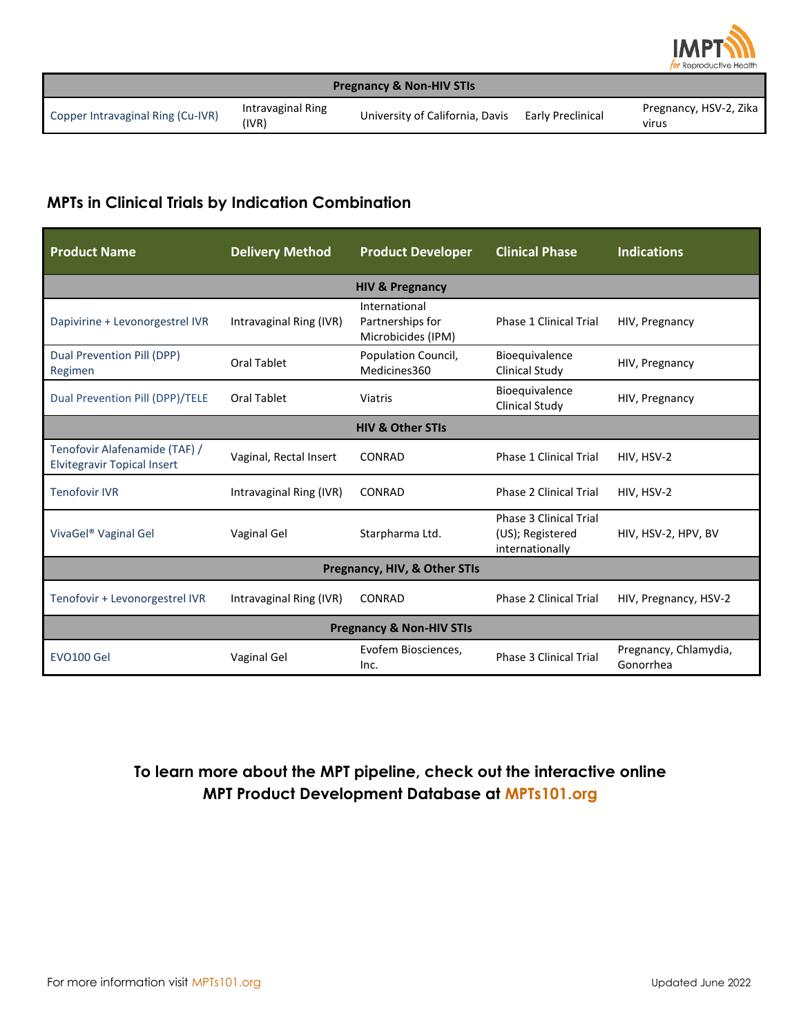| | | | | |
|---|---|---|---|---|
| **Pregnancy & Non-HIV STIs** | | | | |
| Copper Intravaginal Ring (Cu-IVR) | Intravaginal Ring (IVR) | University of California, Davis | Early Preclinical | Pregnancy, HSV-2, Zika virus |

## MPTs in Clinical Trials by Indication Combination

| Product Name | Delivery Method | Product Developer | Clinical Phase | Indications |
|---|---|---|---|---|
| **HIV & Pregnancy** | | | | |
| Dapivirine + Levonorgestrel IVR | Intravaginal Ring (IVR) | International Partnerships for Microbicides (IPM) | Phase 1 Clinical Trial | HIV, Pregnancy |
| Dual Prevention Pill (DPP) Regimen | Oral Tablet | Population Council, Medicines360 | Bioequivalence Clinical Study | HIV, Pregnancy |
| Dual Prevention Pill (DPP)/TELE | Oral Tablet | Viatris | Bioequivalence Clinical Study | HIV, Pregnancy |
| **HIV & Other STIs** | | | | |
| Tenofovir Alafenamide (TAF) / Elvitegravir Topical Insert | Vaginal, Rectal Insert | CONRAD | Phase 1 Clinical Trial | HIV, HSV-2 |
| Tenofovir IVR | Intravaginal Ring (IVR) | CONRAD | Phase 2 Clinical Trial | HIV, HSV-2 |
| VivaGel® Vaginal Gel | Vaginal Gel | Starpharma Ltd. | Phase 3 Clinical Trial (US); Registered internationally | HIV, HSV-2, HPV, BV |
| **Pregnancy, HIV, & Other STIs** | | | | |
| Tenofovir + Levonorgestrel IVR | Intravaginal Ring (IVR) | CONRAD | Phase 2 Clinical Trial | HIV, Pregnancy, HSV-2 |
| **Pregnancy & Non-HIV STIs** | | | | |
| EVO100 Gel | Vaginal Gel | Evofem Biosciences, Inc. | Phase 3 Clinical Trial | Pregnancy, Chlamydia, Gonorrhea |

**To learn more about the MPT pipeline, check out the interactive online MPT Product Development Database at MPTs101.org**

For more information visit MPTs101.org

Updated June 2022